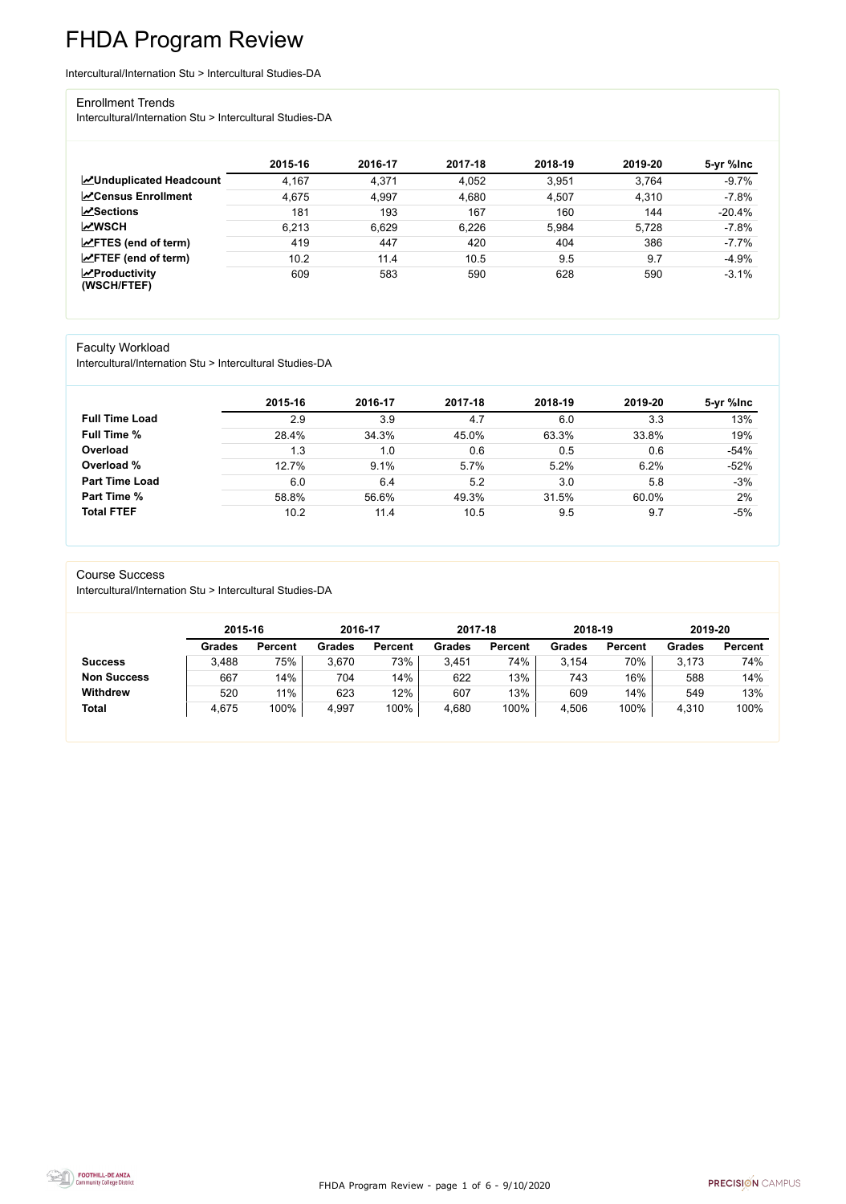# FHDA Program Review

Intercultural/Internation Stu > Intercultural Studies-DA

## Enrollment Trends

Intercultural/Internation Stu > Intercultural Studies-DA

| | 2015-16 | 2016-17 | 2017-18 | 2018-19 | 2019-20 | 5-yr %Inc |
|---|---|---|---|---|---|---|
| **Unduplicated Headcount** | 4,167 | 4,371 | 4,052 | 3,951 | 3,764 | -9.7% |
| **Census Enrollment** | 4,675 | 4,997 | 4,680 | 4,507 | 4,310 | -7.8% |
| **Sections** | 181 | 193 | 167 | 160 | 144 | -20.4% |
| **WSCH** | 6,213 | 6,629 | 6,226 | 5,984 | 5,728 | -7.8% |
| **FTES (end of term)** | 419 | 447 | 420 | 404 | 386 | -7.7% |
| **FTEF (end of term)** | 10.2 | 11.4 | 10.5 | 9.5 | 9.7 | -4.9% |
| **Productivity (WSCH/FTEF)** | 609 | 583 | 590 | 628 | 590 | -3.1% |

## Faculty Workload

Intercultural/Internation Stu > Intercultural Studies-DA

| | 2015-16 | 2016-17 | 2017-18 | 2018-19 | 2019-20 | 5-yr %Inc |
|---|---|---|---|---|---|---|
| **Full Time Load** | 2.9 | 3.9 | 4.7 | 6.0 | 3.3 | 13% |
| **Full Time %** | 28.4% | 34.3% | 45.0% | 63.3% | 33.8% | 19% |
| **Overload** | 1.3 | 1.0 | 0.6 | 0.5 | 0.6 | -54% |
| **Overload %** | 12.7% | 9.1% | 5.7% | 5.2% | 6.2% | -52% |
| **Part Time Load** | 6.0 | 6.4 | 5.2 | 3.0 | 5.8 | -3% |
| **Part Time %** | 58.8% | 56.6% | 49.3% | 31.5% | 60.0% | 2% |
| **Total FTEF** | 10.2 | 11.4 | 10.5 | 9.5 | 9.7 | -5% |

## Course Success

Intercultural/Internation Stu > Intercultural Studies-DA

| | 2015-16 | | 2016-17 | | 2017-18 | | 2018-19 | | 2019-20 | |
|---|---|---|---|---|---|---|---|---|---|---|
| | **Grades** | **Percent** | **Grades** | **Percent** | **Grades** | **Percent** | **Grades** | **Percent** | **Grades** | **Percent** |
| **Success** | 3,488 | 75% | 3,670 | 73% | 3,451 | 74% | 3,154 | 70% | 3,173 | 74% |
| **Non Success** | 667 | 14% | 704 | 14% | 622 | 13% | 743 | 16% | 588 | 14% |
| **Withdrew** | 520 | 11% | 623 | 12% | 607 | 13% | 609 | 14% | 549 | 13% |
| **Total** | 4,675 | 100% | 4,997 | 100% | 4,680 | 100% | 4,506 | 100% | 4,310 | 100% |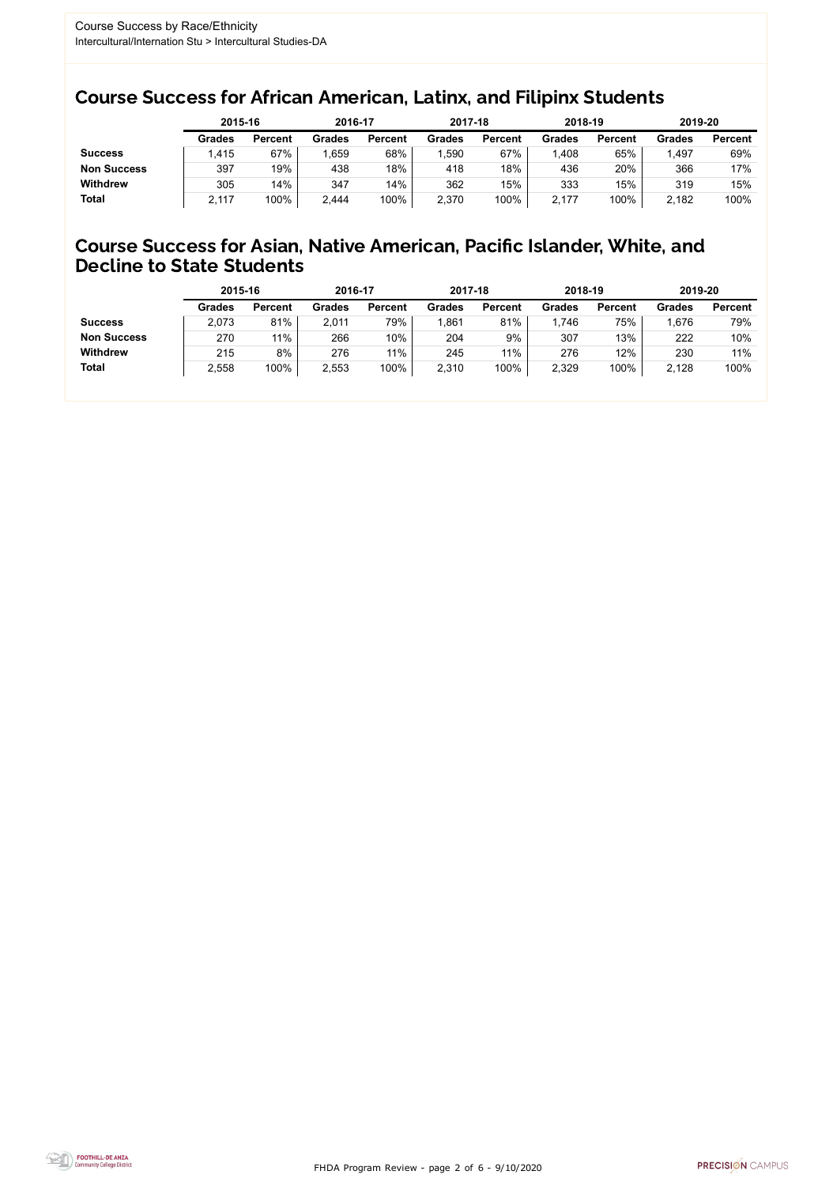Course Success by Race/Ethnicity
Intercultural/Internation Stu > Intercultural Studies-DA

## Course Success for African American, Latinx, and Filipinx Students

| | 2015-16 | | 2016-17 | | 2017-18 | | 2018-19 | | 2019-20 | |
|---|---|---|---|---|---|---|---|---|---|---|
| | Grades | Percent | Grades | Percent | Grades | Percent | Grades | Percent | Grades | Percent |
| **Success** | 1,415 | 67% | 1,659 | 68% | 1,590 | 67% | 1,408 | 65% | 1,497 | 69% |
| **Non Success** | 397 | 19% | 438 | 18% | 418 | 18% | 436 | 20% | 366 | 17% |
| **Withdrew** | 305 | 14% | 347 | 14% | 362 | 15% | 333 | 15% | 319 | 15% |
| **Total** | 2,117 | 100% | 2,444 | 100% | 2,370 | 100% | 2,177 | 100% | 2,182 | 100% |

## Course Success for Asian, Native American, Pacific Islander, White, and Decline to State Students

| | 2015-16 | | 2016-17 | | 2017-18 | | 2018-19 | | 2019-20 | |
|---|---|---|---|---|---|---|---|---|---|---|
| | Grades | Percent | Grades | Percent | Grades | Percent | Grades | Percent | Grades | Percent |
| **Success** | 2,073 | 81% | 2,011 | 79% | 1,861 | 81% | 1,746 | 75% | 1,676 | 79% |
| **Non Success** | 270 | 11% | 266 | 10% | 204 | 9% | 307 | 13% | 222 | 10% |
| **Withdrew** | 215 | 8% | 276 | 11% | 245 | 11% | 276 | 12% | 230 | 11% |
| **Total** | 2,558 | 100% | 2,553 | 100% | 2,310 | 100% | 2,329 | 100% | 2,128 | 100% |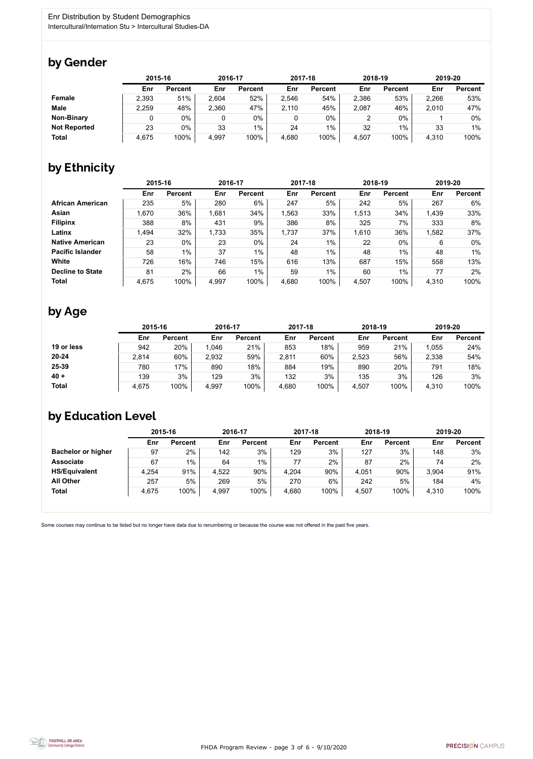Enr Distribution by Student Demographics

Intercultural/Internation Stu > Intercultural Studies-DA

## by Gender

| | 2015-16 | | 2016-17 | | 2017-18 | | 2018-19 | | 2019-20 | |
|---|---|---|---|---|---|---|---|---|---|---|
| | Enr | Percent | Enr | Percent | Enr | Percent | Enr | Percent | Enr | Percent |
| **Female** | 2,393 | 51% | 2,604 | 52% | 2,546 | 54% | 2,386 | 53% | 2,266 | 53% |
| **Male** | 2,259 | 48% | 2,360 | 47% | 2,110 | 45% | 2,087 | 46% | 2,010 | 47% |
| **Non-Binary** | 0 | 0% | 0 | 0% | 0 | 0% | 2 | 0% | 1 | 0% |
| **Not Reported** | 23 | 0% | 33 | 1% | 24 | 1% | 32 | 1% | 33 | 1% |
| **Total** | 4,675 | 100% | 4,997 | 100% | 4,680 | 100% | 4,507 | 100% | 4,310 | 100% |

## by Ethnicity

| | 2015-16 | | 2016-17 | | 2017-18 | | 2018-19 | | 2019-20 | |
|---|---|---|---|---|---|---|---|---|---|---|
| | Enr | Percent | Enr | Percent | Enr | Percent | Enr | Percent | Enr | Percent |
| **African American** | 235 | 5% | 280 | 6% | 247 | 5% | 242 | 5% | 267 | 6% |
| **Asian** | 1,670 | 36% | 1,681 | 34% | 1,563 | 33% | 1,513 | 34% | 1,439 | 33% |
| **Filipinx** | 388 | 8% | 431 | 9% | 386 | 8% | 325 | 7% | 333 | 8% |
| **Latinx** | 1,494 | 32% | 1,733 | 35% | 1,737 | 37% | 1,610 | 36% | 1,582 | 37% |
| **Native American** | 23 | 0% | 23 | 0% | 24 | 1% | 22 | 0% | 6 | 0% |
| **Pacific Islander** | 58 | 1% | 37 | 1% | 48 | 1% | 48 | 1% | 48 | 1% |
| **White** | 726 | 16% | 746 | 15% | 616 | 13% | 687 | 15% | 558 | 13% |
| **Decline to State** | 81 | 2% | 66 | 1% | 59 | 1% | 60 | 1% | 77 | 2% |
| **Total** | 4,675 | 100% | 4,997 | 100% | 4,680 | 100% | 4,507 | 100% | 4,310 | 100% |

## by Age

| | 2015-16 | | 2016-17 | | 2017-18 | | 2018-19 | | 2019-20 | |
|---|---|---|---|---|---|---|---|---|---|---|
| | Enr | Percent | Enr | Percent | Enr | Percent | Enr | Percent | Enr | Percent |
| **19 or less** | 942 | 20% | 1,046 | 21% | 853 | 18% | 959 | 21% | 1,055 | 24% |
| **20-24** | 2,814 | 60% | 2,932 | 59% | 2,811 | 60% | 2,523 | 56% | 2,338 | 54% |
| **25-39** | 780 | 17% | 890 | 18% | 884 | 19% | 890 | 20% | 791 | 18% |
| **40 +** | 139 | 3% | 129 | 3% | 132 | 3% | 135 | 3% | 126 | 3% |
| **Total** | 4,675 | 100% | 4,997 | 100% | 4,680 | 100% | 4,507 | 100% | 4,310 | 100% |

## by Education Level

| | 2015-16 | | 2016-17 | | 2017-18 | | 2018-19 | | 2019-20 | |
|---|---|---|---|---|---|---|---|---|---|---|
| | Enr | Percent | Enr | Percent | Enr | Percent | Enr | Percent | Enr | Percent |
| **Bachelor or higher** | 97 | 2% | 142 | 3% | 129 | 3% | 127 | 3% | 148 | 3% |
| **Associate** | 67 | 1% | 64 | 1% | 77 | 2% | 87 | 2% | 74 | 2% |
| **HS/Equivalent** | 4,254 | 91% | 4,522 | 90% | 4,204 | 90% | 4,051 | 90% | 3,904 | 91% |
| **All Other** | 257 | 5% | 269 | 5% | 270 | 6% | 242 | 5% | 184 | 4% |
| **Total** | 4,675 | 100% | 4,997 | 100% | 4,680 | 100% | 4,507 | 100% | 4,310 | 100% |

Some courses may continue to be listed but no longer have data due to renumbering or because the course was not offered in the past five years.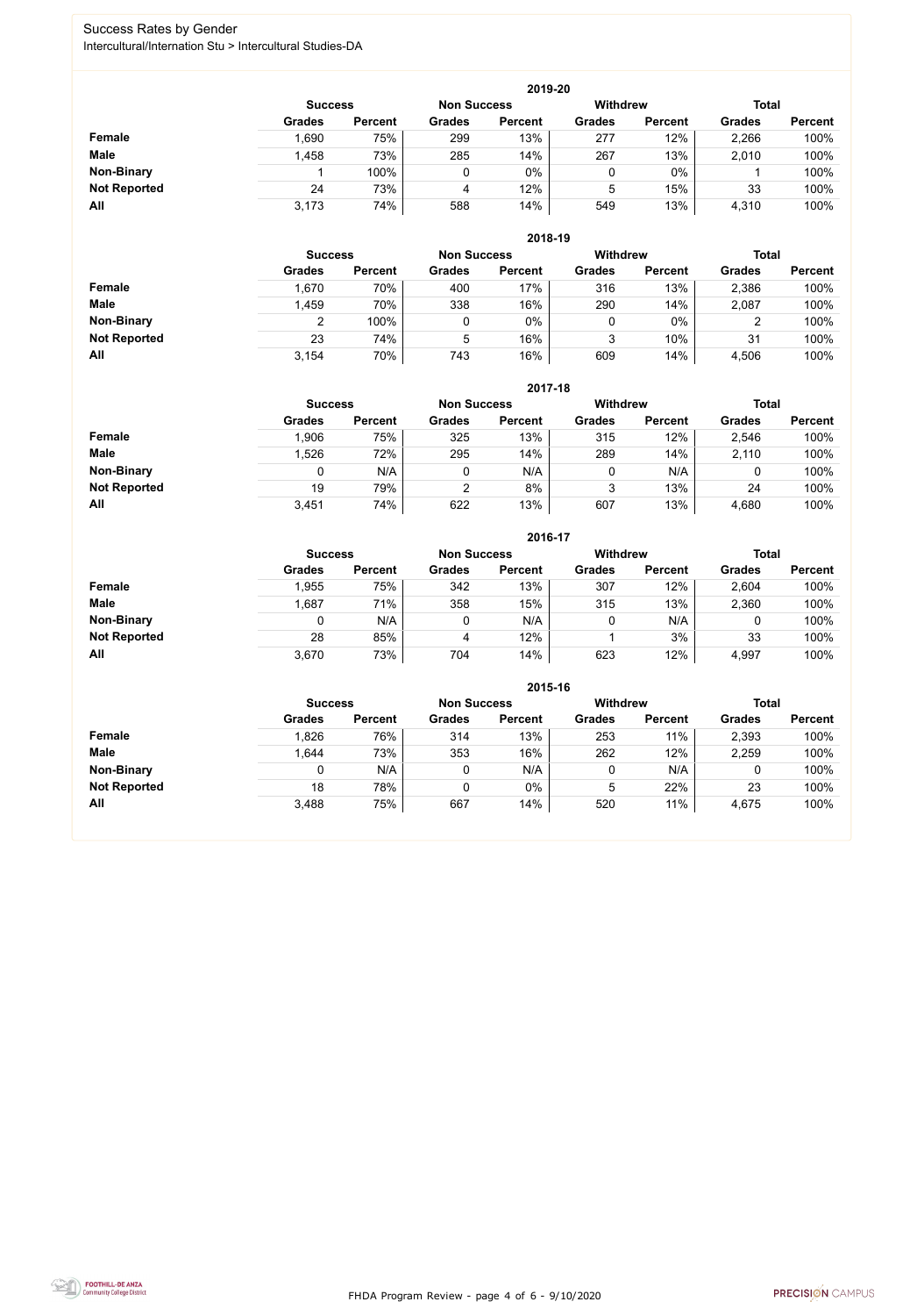# Success Rates by Gender

Intercultural/Internation Stu > Intercultural Studies-DA

### 2019-20

| | Success | | Non Success | | Withdrew | | Total | |
|---|---|---|---|---|---|---|---|---|
| | Grades | Percent | Grades | Percent | Grades | Percent | Grades | Percent |
| **Female** | 1,690 | 75% | 299 | 13% | 277 | 12% | 2,266 | 100% |
| **Male** | 1,458 | 73% | 285 | 14% | 267 | 13% | 2,010 | 100% |
| **Non-Binary** | 1 | 100% | 0 | 0% | 0 | 0% | 1 | 100% |
| **Not Reported** | 24 | 73% | 4 | 12% | 5 | 15% | 33 | 100% |
| **All** | 3,173 | 74% | 588 | 14% | 549 | 13% | 4,310 | 100% |

### 2018-19

| | Success | | Non Success | | Withdrew | | Total | |
|---|---|---|---|---|---|---|---|---|
| | Grades | Percent | Grades | Percent | Grades | Percent | Grades | Percent |
| **Female** | 1,670 | 70% | 400 | 17% | 316 | 13% | 2,386 | 100% |
| **Male** | 1,459 | 70% | 338 | 16% | 290 | 14% | 2,087 | 100% |
| **Non-Binary** | 2 | 100% | 0 | 0% | 0 | 0% | 2 | 100% |
| **Not Reported** | 23 | 74% | 5 | 16% | 3 | 10% | 31 | 100% |
| **All** | 3,154 | 70% | 743 | 16% | 609 | 14% | 4,506 | 100% |

### 2017-18

| | Success | | Non Success | | Withdrew | | Total | |
|---|---|---|---|---|---|---|---|---|
| | Grades | Percent | Grades | Percent | Grades | Percent | Grades | Percent |
| **Female** | 1,906 | 75% | 325 | 13% | 315 | 12% | 2,546 | 100% |
| **Male** | 1,526 | 72% | 295 | 14% | 289 | 14% | 2,110 | 100% |
| **Non-Binary** | 0 | N/A | 0 | N/A | 0 | N/A | 0 | 100% |
| **Not Reported** | 19 | 79% | 2 | 8% | 3 | 13% | 24 | 100% |
| **All** | 3,451 | 74% | 622 | 13% | 607 | 13% | 4,680 | 100% |

### 2016-17

| | Success | | Non Success | | Withdrew | | Total | |
|---|---|---|---|---|---|---|---|---|
| | Grades | Percent | Grades | Percent | Grades | Percent | Grades | Percent |
| **Female** | 1,955 | 75% | 342 | 13% | 307 | 12% | 2,604 | 100% |
| **Male** | 1,687 | 71% | 358 | 15% | 315 | 13% | 2,360 | 100% |
| **Non-Binary** | 0 | N/A | 0 | N/A | 0 | N/A | 0 | 100% |
| **Not Reported** | 28 | 85% | 4 | 12% | 1 | 3% | 33 | 100% |
| **All** | 3,670 | 73% | 704 | 14% | 623 | 12% | 4,997 | 100% |

### 2015-16

| | Success | | Non Success | | Withdrew | | Total | |
|---|---|---|---|---|---|---|---|---|
| | Grades | Percent | Grades | Percent | Grades | Percent | Grades | Percent |
| **Female** | 1,826 | 76% | 314 | 13% | 253 | 11% | 2,393 | 100% |
| **Male** | 1,644 | 73% | 353 | 16% | 262 | 12% | 2,259 | 100% |
| **Non-Binary** | 0 | N/A | 0 | N/A | 0 | N/A | 0 | 100% |
| **Not Reported** | 18 | 78% | 0 | 0% | 5 | 22% | 23 | 100% |
| **All** | 3,488 | 75% | 667 | 14% | 520 | 11% | 4,675 | 100% |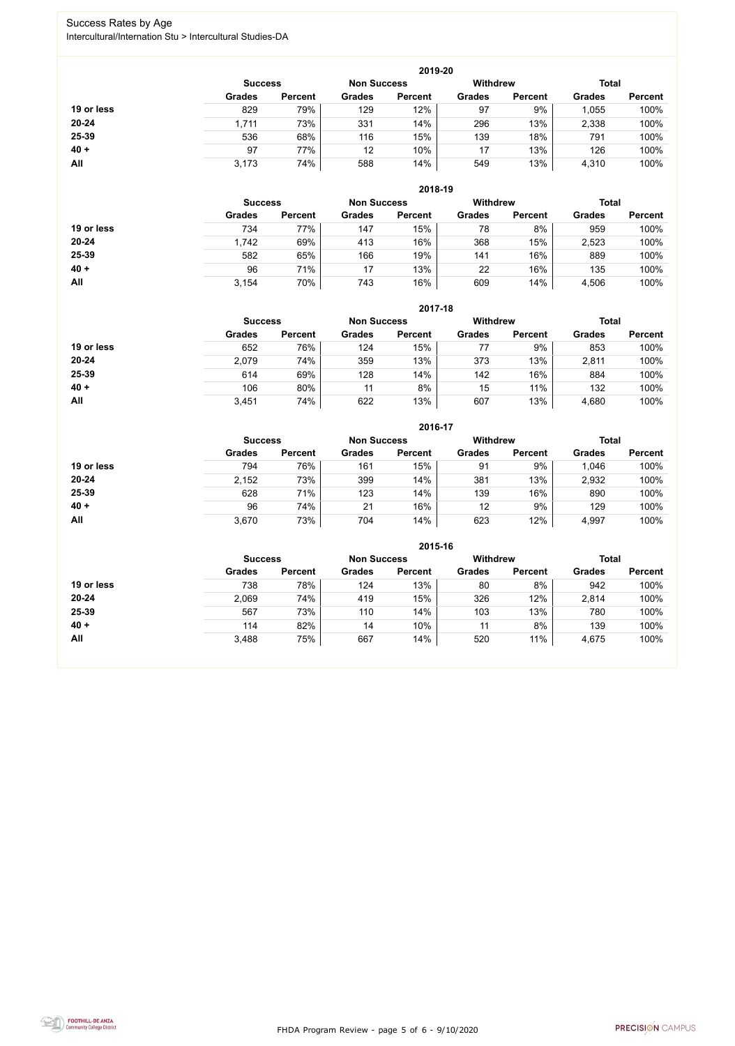# Success Rates by Age

Intercultural/Internation Stu > Intercultural Studies-DA

### 2019-20

| | Success | | Non Success | | Withdrew | | Total | |
|---|---|---|---|---|---|---|---|---|
| | Grades | Percent | Grades | Percent | Grades | Percent | Grades | Percent |
| **19 or less** | 829 | 79% | 129 | 12% | 97 | 9% | 1,055 | 100% |
| **20-24** | 1,711 | 73% | 331 | 14% | 296 | 13% | 2,338 | 100% |
| **25-39** | 536 | 68% | 116 | 15% | 139 | 18% | 791 | 100% |
| **40 +** | 97 | 77% | 12 | 10% | 17 | 13% | 126 | 100% |
| **All** | 3,173 | 74% | 588 | 14% | 549 | 13% | 4,310 | 100% |

### 2018-19

| | Success | | Non Success | | Withdrew | | Total | |
|---|---|---|---|---|---|---|---|---|
| | Grades | Percent | Grades | Percent | Grades | Percent | Grades | Percent |
| **19 or less** | 734 | 77% | 147 | 15% | 78 | 8% | 959 | 100% |
| **20-24** | 1,742 | 69% | 413 | 16% | 368 | 15% | 2,523 | 100% |
| **25-39** | 582 | 65% | 166 | 19% | 141 | 16% | 889 | 100% |
| **40 +** | 96 | 71% | 17 | 13% | 22 | 16% | 135 | 100% |
| **All** | 3,154 | 70% | 743 | 16% | 609 | 14% | 4,506 | 100% |

### 2017-18

| | Success | | Non Success | | Withdrew | | Total | |
|---|---|---|---|---|---|---|---|---|
| | Grades | Percent | Grades | Percent | Grades | Percent | Grades | Percent |
| **19 or less** | 652 | 76% | 124 | 15% | 77 | 9% | 853 | 100% |
| **20-24** | 2,079 | 74% | 359 | 13% | 373 | 13% | 2,811 | 100% |
| **25-39** | 614 | 69% | 128 | 14% | 142 | 16% | 884 | 100% |
| **40 +** | 106 | 80% | 11 | 8% | 15 | 11% | 132 | 100% |
| **All** | 3,451 | 74% | 622 | 13% | 607 | 13% | 4,680 | 100% |

### 2016-17

| | Success | | Non Success | | Withdrew | | Total | |
|---|---|---|---|---|---|---|---|---|
| | Grades | Percent | Grades | Percent | Grades | Percent | Grades | Percent |
| **19 or less** | 794 | 76% | 161 | 15% | 91 | 9% | 1,046 | 100% |
| **20-24** | 2,152 | 73% | 399 | 14% | 381 | 13% | 2,932 | 100% |
| **25-39** | 628 | 71% | 123 | 14% | 139 | 16% | 890 | 100% |
| **40 +** | 96 | 74% | 21 | 16% | 12 | 9% | 129 | 100% |
| **All** | 3,670 | 73% | 704 | 14% | 623 | 12% | 4,997 | 100% |

### 2015-16

| | Success | | Non Success | | Withdrew | | Total | |
|---|---|---|---|---|---|---|---|---|
| | Grades | Percent | Grades | Percent | Grades | Percent | Grades | Percent |
| **19 or less** | 738 | 78% | 124 | 13% | 80 | 8% | 942 | 100% |
| **20-24** | 2,069 | 74% | 419 | 15% | 326 | 12% | 2,814 | 100% |
| **25-39** | 567 | 73% | 110 | 14% | 103 | 13% | 780 | 100% |
| **40 +** | 114 | 82% | 14 | 10% | 11 | 8% | 139 | 100% |
| **All** | 3,488 | 75% | 667 | 14% | 520 | 11% | 4,675 | 100% |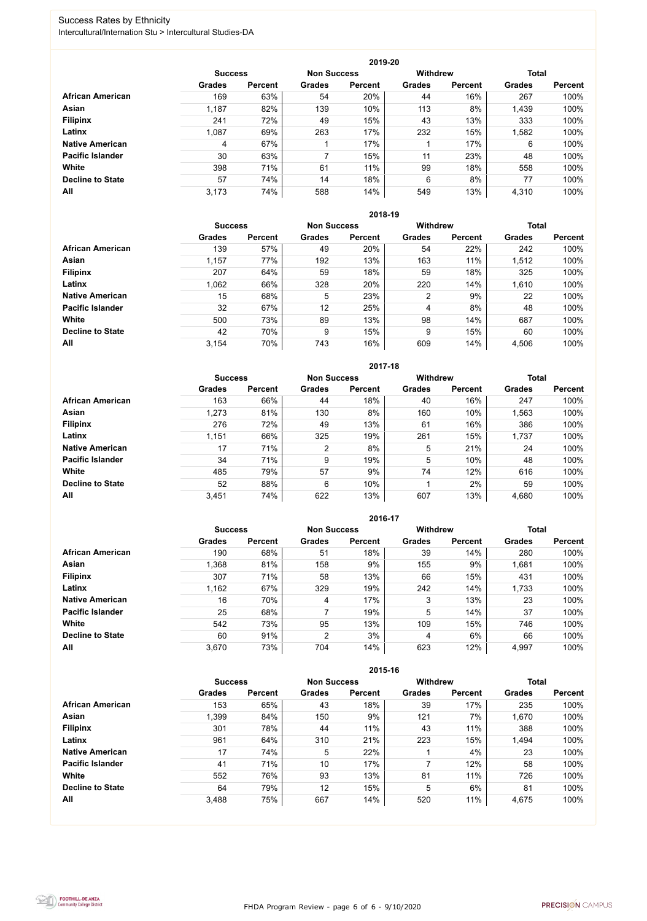## Success Rates by Ethnicity

Intercultural/Internation Stu > Intercultural Studies-DA

| | 2019-20 | | | | | | | |
|---|---|---|---|---|---|---|---|---|
| | Success | | Non Success | | Withdrew | | Total | |
| | Grades | Percent | Grades | Percent | Grades | Percent | Grades | Percent |
| **African American** | 169 | 63% | 54 | 20% | 44 | 16% | 267 | 100% |
| **Asian** | 1,187 | 82% | 139 | 10% | 113 | 8% | 1,439 | 100% |
| **Filipinx** | 241 | 72% | 49 | 15% | 43 | 13% | 333 | 100% |
| **Latinx** | 1,087 | 69% | 263 | 17% | 232 | 15% | 1,582 | 100% |
| **Native American** | 4 | 67% | 1 | 17% | 1 | 17% | 6 | 100% |
| **Pacific Islander** | 30 | 63% | 7 | 15% | 11 | 23% | 48 | 100% |
| **White** | 398 | 71% | 61 | 11% | 99 | 18% | 558 | 100% |
| **Decline to State** | 57 | 74% | 14 | 18% | 6 | 8% | 77 | 100% |
| **All** | 3,173 | 74% | 588 | 14% | 549 | 13% | 4,310 | 100% |

| | 2018-19 | | | | | | | |
|---|---|---|---|---|---|---|---|---|
| | Success | | Non Success | | Withdrew | | Total | |
| | Grades | Percent | Grades | Percent | Grades | Percent | Grades | Percent |
| **African American** | 139 | 57% | 49 | 20% | 54 | 22% | 242 | 100% |
| **Asian** | 1,157 | 77% | 192 | 13% | 163 | 11% | 1,512 | 100% |
| **Filipinx** | 207 | 64% | 59 | 18% | 59 | 18% | 325 | 100% |
| **Latinx** | 1,062 | 66% | 328 | 20% | 220 | 14% | 1,610 | 100% |
| **Native American** | 15 | 68% | 5 | 23% | 2 | 9% | 22 | 100% |
| **Pacific Islander** | 32 | 67% | 12 | 25% | 4 | 8% | 48 | 100% |
| **White** | 500 | 73% | 89 | 13% | 98 | 14% | 687 | 100% |
| **Decline to State** | 42 | 70% | 9 | 15% | 9 | 15% | 60 | 100% |
| **All** | 3,154 | 70% | 743 | 16% | 609 | 14% | 4,506 | 100% |

| | 2017-18 | | | | | | | |
|---|---|---|---|---|---|---|---|---|
| | Success | | Non Success | | Withdrew | | Total | |
| | Grades | Percent | Grades | Percent | Grades | Percent | Grades | Percent |
| **African American** | 163 | 66% | 44 | 18% | 40 | 16% | 247 | 100% |
| **Asian** | 1,273 | 81% | 130 | 8% | 160 | 10% | 1,563 | 100% |
| **Filipinx** | 276 | 72% | 49 | 13% | 61 | 16% | 386 | 100% |
| **Latinx** | 1,151 | 66% | 325 | 19% | 261 | 15% | 1,737 | 100% |
| **Native American** | 17 | 71% | 2 | 8% | 5 | 21% | 24 | 100% |
| **Pacific Islander** | 34 | 71% | 9 | 19% | 5 | 10% | 48 | 100% |
| **White** | 485 | 79% | 57 | 9% | 74 | 12% | 616 | 100% |
| **Decline to State** | 52 | 88% | 6 | 10% | 1 | 2% | 59 | 100% |
| **All** | 3,451 | 74% | 622 | 13% | 607 | 13% | 4,680 | 100% |

| | 2016-17 | | | | | | | |
|---|---|---|---|---|---|---|---|---|
| | Success | | Non Success | | Withdrew | | Total | |
| | Grades | Percent | Grades | Percent | Grades | Percent | Grades | Percent |
| **African American** | 190 | 68% | 51 | 18% | 39 | 14% | 280 | 100% |
| **Asian** | 1,368 | 81% | 158 | 9% | 155 | 9% | 1,681 | 100% |
| **Filipinx** | 307 | 71% | 58 | 13% | 66 | 15% | 431 | 100% |
| **Latinx** | 1,162 | 67% | 329 | 19% | 242 | 14% | 1,733 | 100% |
| **Native American** | 16 | 70% | 4 | 17% | 3 | 13% | 23 | 100% |
| **Pacific Islander** | 25 | 68% | 7 | 19% | 5 | 14% | 37 | 100% |
| **White** | 542 | 73% | 95 | 13% | 109 | 15% | 746 | 100% |
| **Decline to State** | 60 | 91% | 2 | 3% | 4 | 6% | 66 | 100% |
| **All** | 3,670 | 73% | 704 | 14% | 623 | 12% | 4,997 | 100% |

| | 2015-16 | | | | | | | |
|---|---|---|---|---|---|---|---|---|
| | Success | | Non Success | | Withdrew | | Total | |
| | Grades | Percent | Grades | Percent | Grades | Percent | Grades | Percent |
| **African American** | 153 | 65% | 43 | 18% | 39 | 17% | 235 | 100% |
| **Asian** | 1,399 | 84% | 150 | 9% | 121 | 7% | 1,670 | 100% |
| **Filipinx** | 301 | 78% | 44 | 11% | 43 | 11% | 388 | 100% |
| **Latinx** | 961 | 64% | 310 | 21% | 223 | 15% | 1,494 | 100% |
| **Native American** | 17 | 74% | 5 | 22% | 1 | 4% | 23 | 100% |
| **Pacific Islander** | 41 | 71% | 10 | 17% | 7 | 12% | 58 | 100% |
| **White** | 552 | 76% | 93 | 13% | 81 | 11% | 726 | 100% |
| **Decline to State** | 64 | 79% | 12 | 15% | 5 | 6% | 81 | 100% |
| **All** | 3,488 | 75% | 667 | 14% | 520 | 11% | 4,675 | 100% |